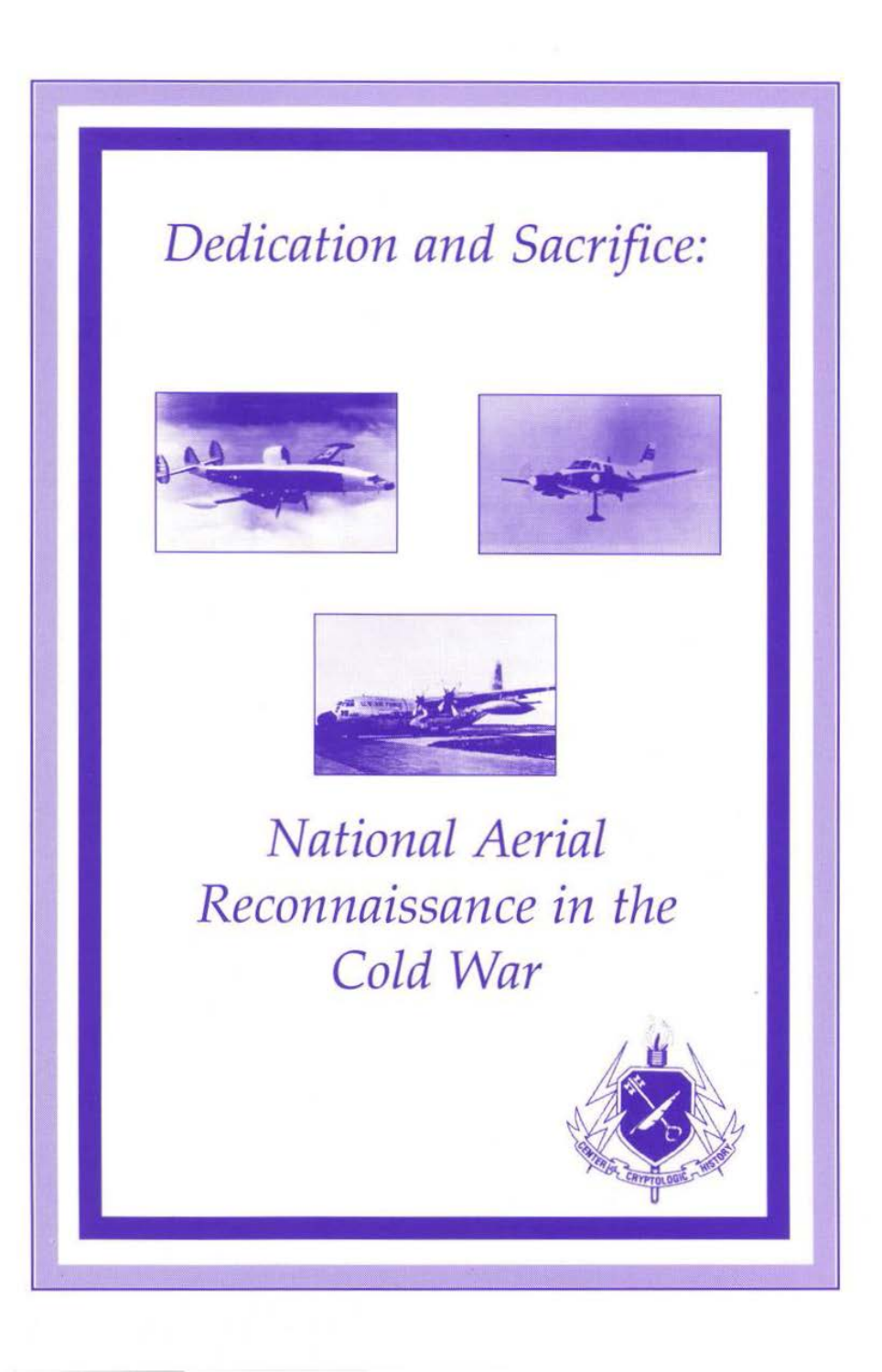# *Dedication and Sacrifice:*

# *National Aerial Reconnaissance in the Cold War*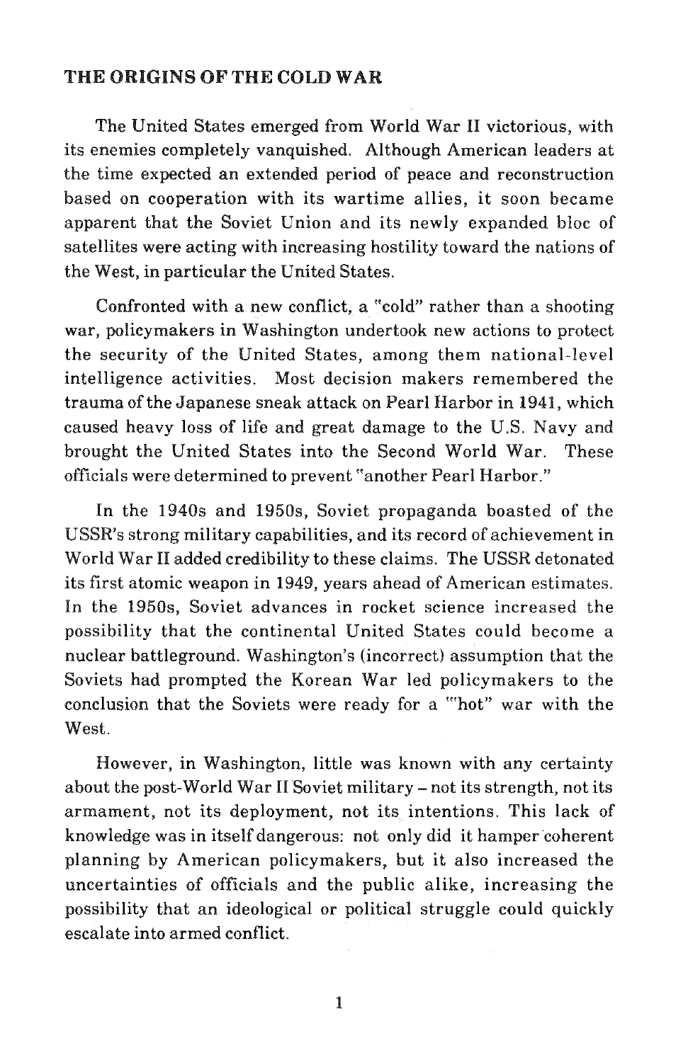## THE ORIGINS OF THE COLD WAR

The United States emerged from World War II victorious, with its enemies completely vanquished. Although American leaders at the time expected an extended period of peace and reconstruction based on cooperation with its wartime allies, it soon became apparent that the Soviet Union and its newly expanded bloc of satellites were acting with increasing hostility toward the nations of the West, in particular the United States.

Confronted with a new conflict, a "cold" rather than a shooting war, policymakers in Washington undertook new actions to protect the security of the United States, among them national-level intelligence activities. Most decision makers remembered the trauma of the Japanese sneak attack on Pearl Harbor in 1941, which caused heavy loss of life and great damage to the U.S. Navy and brought the United States into the Second World War. These officials were determined to prevent "another Pearl Harbor."

In the 1940s and 1950s, Soviet propaganda boasted of the USSR's strong military capabilities, and its record of achievement in World War II added credibility to these claims. The USSR detonated its first atomic weapon in 1949, years ahead of American estimates. In the 1950s, Soviet advances in rocket science increased the possibility that the continental United States could become a nuclear battleground. Washington's (incorrect) assumption that the Soviets had prompted the Korean War led policymakers to the conclusion that the Soviets were ready for a "hot" war with the West.

However, in Washington, little was known with any certainty about the post-World War II Soviet military – not its strength, not its armament, not its deployment, not its intentions. This lack of knowledge was in itself dangerous: not only did it hamper coherent planning by American policymakers, but it also increased the uncertainties of officials and the public alike, increasing the possibility that an ideological or political struggle could quickly escalate into armed conflict.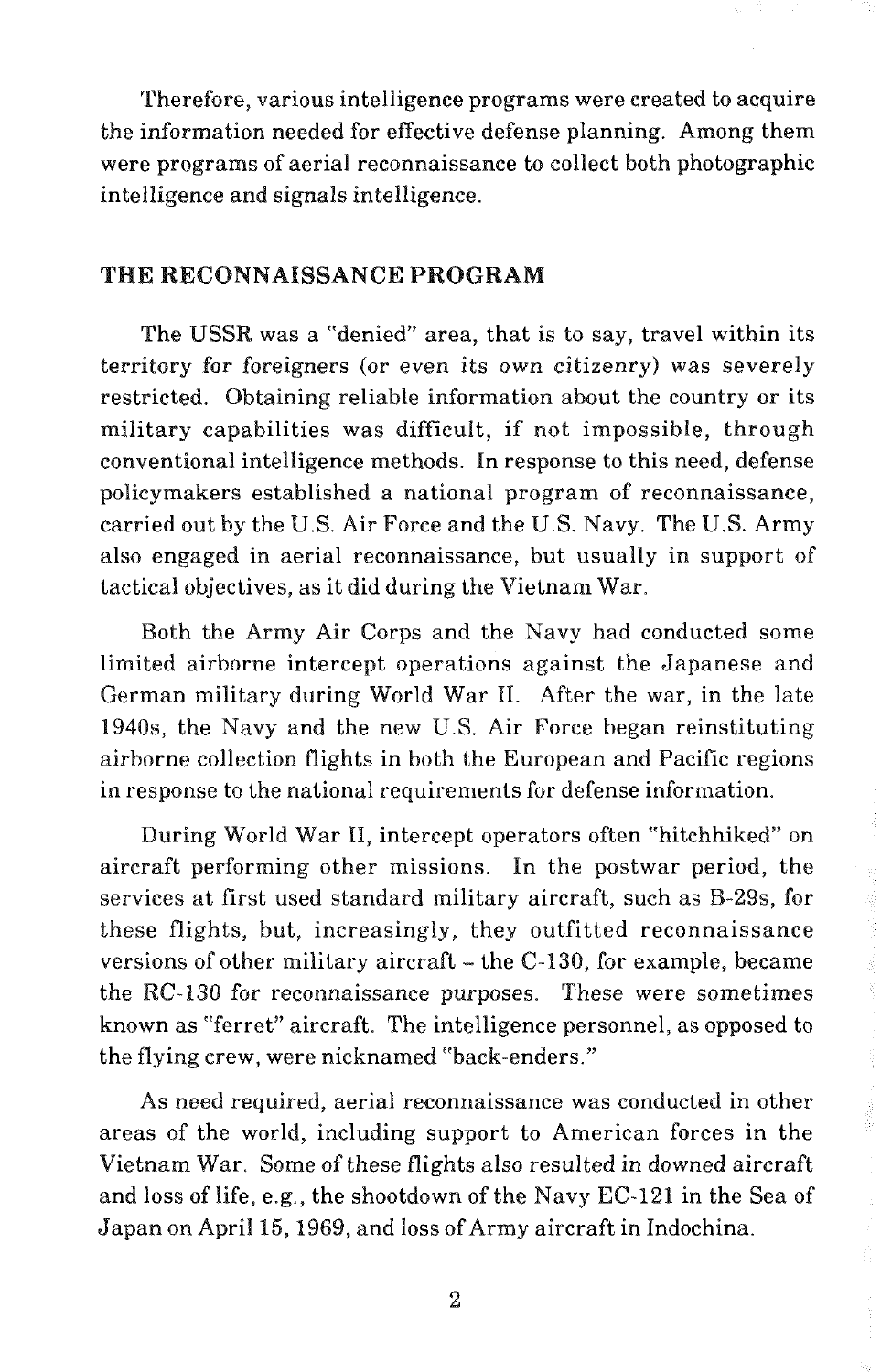Therefore, various intelligence programs were created to acquire the information needed for effective defense planning. Among them were programs of aerial reconnaissance to collect both photographic intelligence and signals intelligence.

## THE RECONNAISSANCE PROGRAM

The USSR was a "denied" area, that is to say, travel within its territory for foreigners (or even its own citizenry) was severely restricted. Obtaining reliable information about the country or its military capabilities was difficult, if not impossible, through conventional intelligence methods. In response to this need, defense policymakers established a national program of reconnaissance, carried out by the U.S. Air Force and the U.S. Navy. The U.S. Army also engaged in aerial reconnaissance, but usually in support of tactical objectives, as it did during the Vietnam War.

Both the Army Air Corps and the Navy had conducted some limited airborne intercept operations against the Japanese and German military during World War II. After the war, in the late 1940s, the Navy and the new U.S. Air Force began reinstituting airborne collection flights in both the European and Pacific regions in response to the national requirements for defense information.

During World War II, intercept operators often "hitchhiked" on aircraft performing other missions. In the postwar period, the services at first used standard military aircraft, such as B-29s, for these flights, but, increasingly, they outfitted reconnaissance versions of other military aircraft – the C-130, for example, became the RC-130 for reconnaissance purposes. These were sometimes known as "ferret" aircraft. The intelligence personnel, as opposed to the flying crew, were nicknamed "back-enders."

As need required, aerial reconnaissance was conducted in other areas of the world, including support to American forces in the Vietnam War. Some of these flights also resulted in downed aircraft and loss of life, e.g., the shootdown of the Navy EC-121 in the Sea of Japan on April 15, 1969, and loss of Army aircraft in Indochina.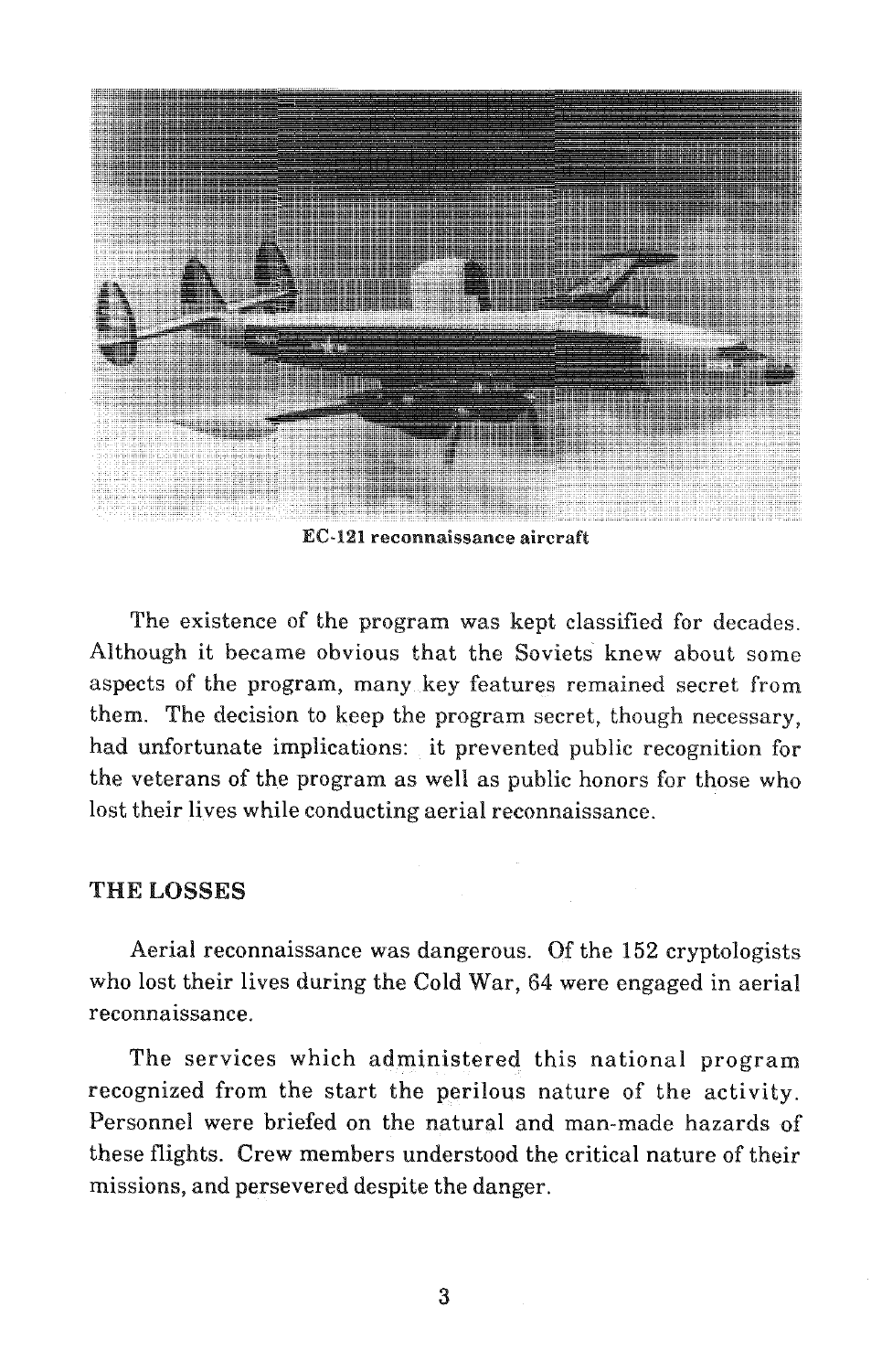EC-121 reconnaissance aircraft

The existence of the program was kept classified for decades. Although it became obvious that the Soviets knew about some aspects of the program, many key features remained secret from them. The decision to keep the program secret, though necessary, had unfortunate implications: it prevented public recognition for the veterans of the program as well as public honors for those who lost their lives while conducting aerial reconnaissance.

## THE LOSSES

Aerial reconnaissance was dangerous. Of the 152 cryptologists who lost their lives during the Cold War, 64 were engaged in aerial reconnaissance.

The services which administered this national program recognized from the start the perilous nature of the activity. Personnel were briefed on the natural and man-made hazards of these flights. Crew members understood the critical nature of their missions, and persevered despite the danger.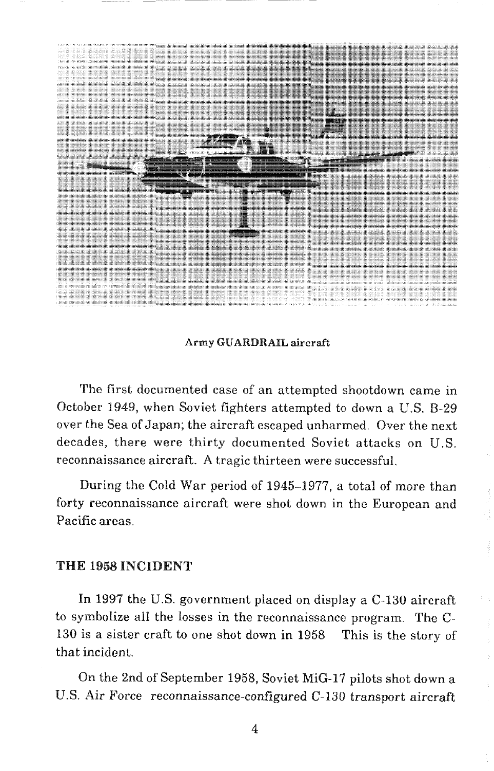Army GUARDRAIL aircraft

The first documented case of an attempted shootdown came in October 1949, when Soviet fighters attempted to down a U.S. B-29 over the Sea of Japan; the aircraft escaped unharmed. Over the next decades, there were thirty documented Soviet attacks on U.S. reconnaissance aircraft. A tragic thirteen were successful.

During the Cold War period of 1945–1977, a total of more than forty reconnaissance aircraft were shot down in the European and Pacific areas.

### THE 1958 INCIDENT

In 1997 the U.S. government placed on display a C-130 aircraft to symbolize all the losses in the reconnaissance program. The C-130 is a sister craft to one shot down in 1958 This is the story of that incident.

On the 2nd of September 1958, Soviet MiG-17 pilots shot down a U.S. Air Force reconnaissance-configured C-130 transport aircraft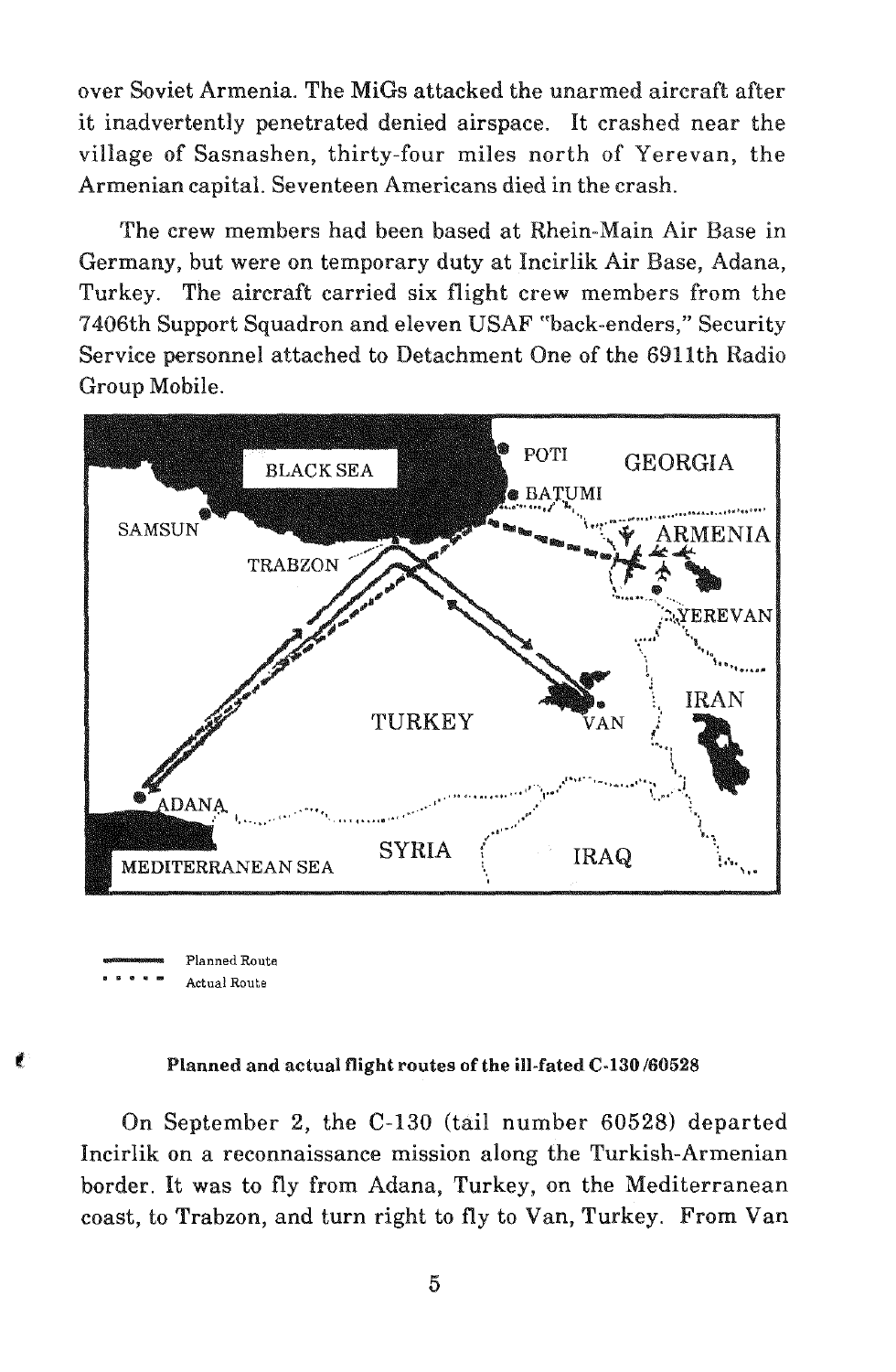over Soviet Armenia. The MiGs attacked the unarmed aircraft after it inadvertently penetrated denied airspace. It crashed near the village of Sasnashen, thirty-four miles north of Yerevan, the Armenian capital. Seventeen Americans died in the crash.

The crew members had been based at Rhein-Main Air Base in Germany, but were on temporary duty at Incirlik Air Base, Adana, Turkey. The aircraft carried six flight crew members from the 7406th Support Squadron and eleven USAF "back-enders," Security Service personnel attached to Detachment One of the 6911th Radio Group Mobile.

BLACK SEA
POTI
GEORGIA
BATUMI
SAMSUN
ARMENIA
TRABZON
YEREVAN
IRAN
TURKEY
VAN
ADANA
SYRIA
IRAQ
MEDITERRANEAN SEA

Planned Route
Actual Route

**Planned and actual flight routes of the ill-fated C-130 /60528**

On September 2, the C-130 (tail number 60528) departed Incirlik on a reconnaissance mission along the Turkish-Armenian border. It was to fly from Adana, Turkey, on the Mediterranean coast, to Trabzon, and turn right to fly to Van, Turkey. From Van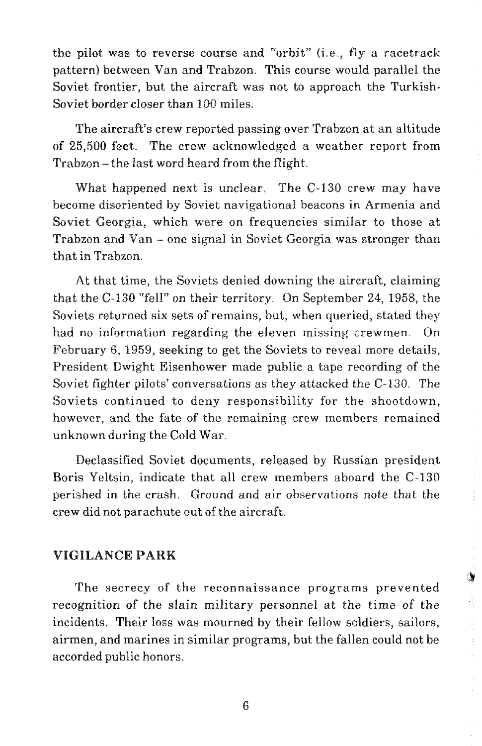the pilot was to reverse course and "orbit" (i.e., fly a racetrack pattern) between Van and Trabzon. This course would parallel the Soviet frontier, but the aircraft was not to approach the Turkish-Soviet border closer than 100 miles.

The aircraft's crew reported passing over Trabzon at an altitude of 25,500 feet. The crew acknowledged a weather report from Trabzon – the last word heard from the flight.

What happened next is unclear. The C-130 crew may have become disoriented by Soviet navigational beacons in Armenia and Soviet Georgia, which were on frequencies similar to those at Trabzon and Van – one signal in Soviet Georgia was stronger than that in Trabzon.

At that time, the Soviets denied downing the aircraft, claiming that the C-130 "fell" on their territory. On September 24, 1958, the Soviets returned six sets of remains, but, when queried, stated they had no information regarding the eleven missing crewmen. On February 6, 1959, seeking to get the Soviets to reveal more details, President Dwight Eisenhower made public a tape recording of the Soviet fighter pilots' conversations as they attacked the C-130. The Soviets continued to deny responsibility for the shootdown, however, and the fate of the remaining crew members remained unknown during the Cold War.

Declassified Soviet documents, released by Russian president Boris Yeltsin, indicate that all crew members aboard the C-130 perished in the crash. Ground and air observations note that the crew did not parachute out of the aircraft.

## VIGILANCE PARK

The secrecy of the reconnaissance programs prevented recognition of the slain military personnel at the time of the incidents. Their loss was mourned by their fellow soldiers, sailors, airmen, and marines in similar programs, but the fallen could not be accorded public honors.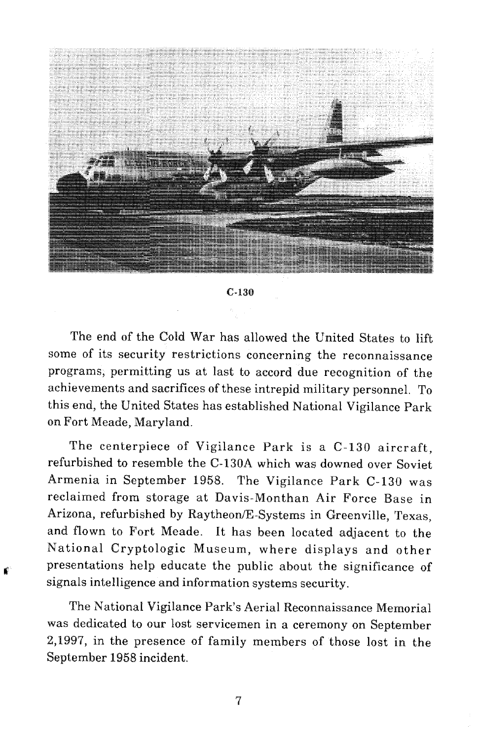C-130

The end of the Cold War has allowed the United States to lift some of its security restrictions concerning the reconnaissance programs, permitting us at last to accord due recognition of the achievements and sacrifices of these intrepid military personnel. To this end, the United States has established National Vigilance Park on Fort Meade, Maryland.

The centerpiece of Vigilance Park is a C-130 aircraft, refurbished to resemble the C-130A which was downed over Soviet Armenia in September 1958. The Vigilance Park C-130 was reclaimed from storage at Davis-Monthan Air Force Base in Arizona, refurbished by Raytheon/E-Systems in Greenville, Texas, and flown to Fort Meade. It has been located adjacent to the National Cryptologic Museum, where displays and other presentations help educate the public about the significance of signals intelligence and information systems security.

The National Vigilance Park's Aerial Reconnaissance Memorial was dedicated to our lost servicemen in a ceremony on September 2,1997, in the presence of family members of those lost in the September 1958 incident.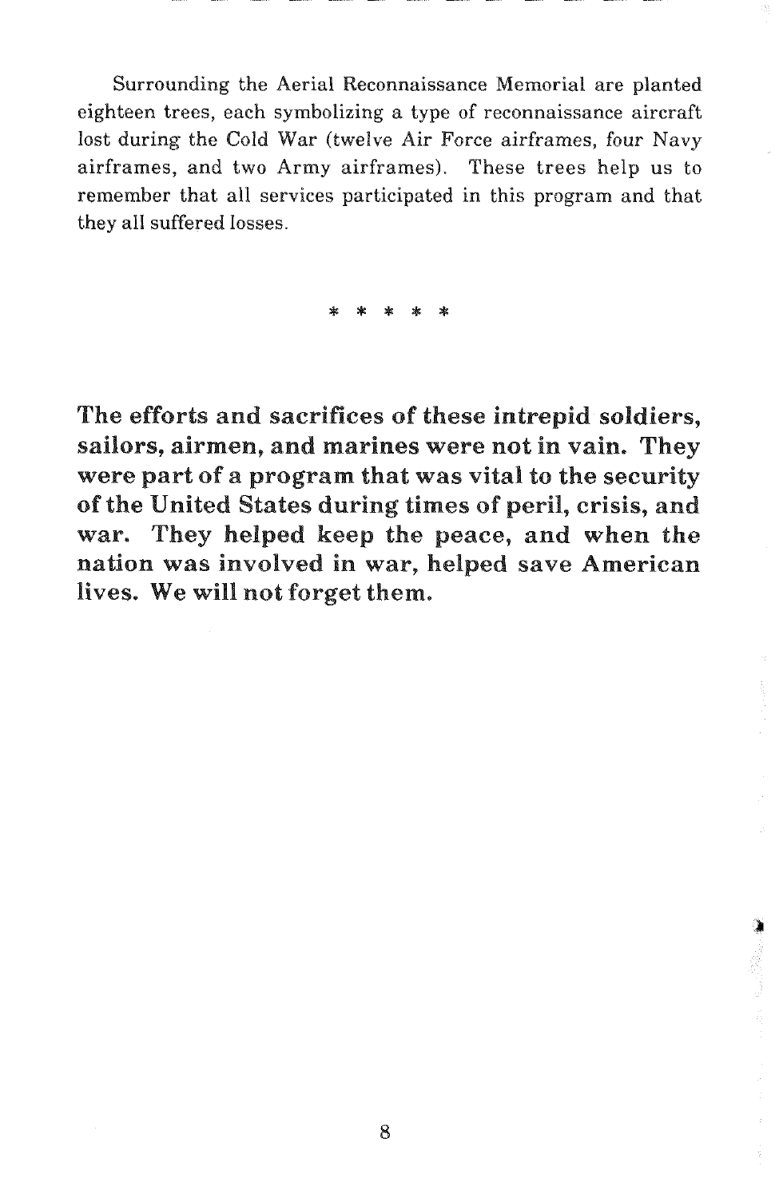Surrounding the Aerial Reconnaissance Memorial are planted eighteen trees, each symbolizing a type of reconnaissance aircraft lost during the Cold War (twelve Air Force airframes, four Navy airframes, and two Army airframes). These trees help us to remember that all services participated in this program and that they all suffered losses.

* * * * *

**The efforts and sacrifices of these intrepid soldiers, sailors, airmen, and marines were not in vain. They were part of a program that was vital to the security of the United States during times of peril, crisis, and war. They helped keep the peace, and when the nation was involved in war, helped save American lives. We will not forget them.**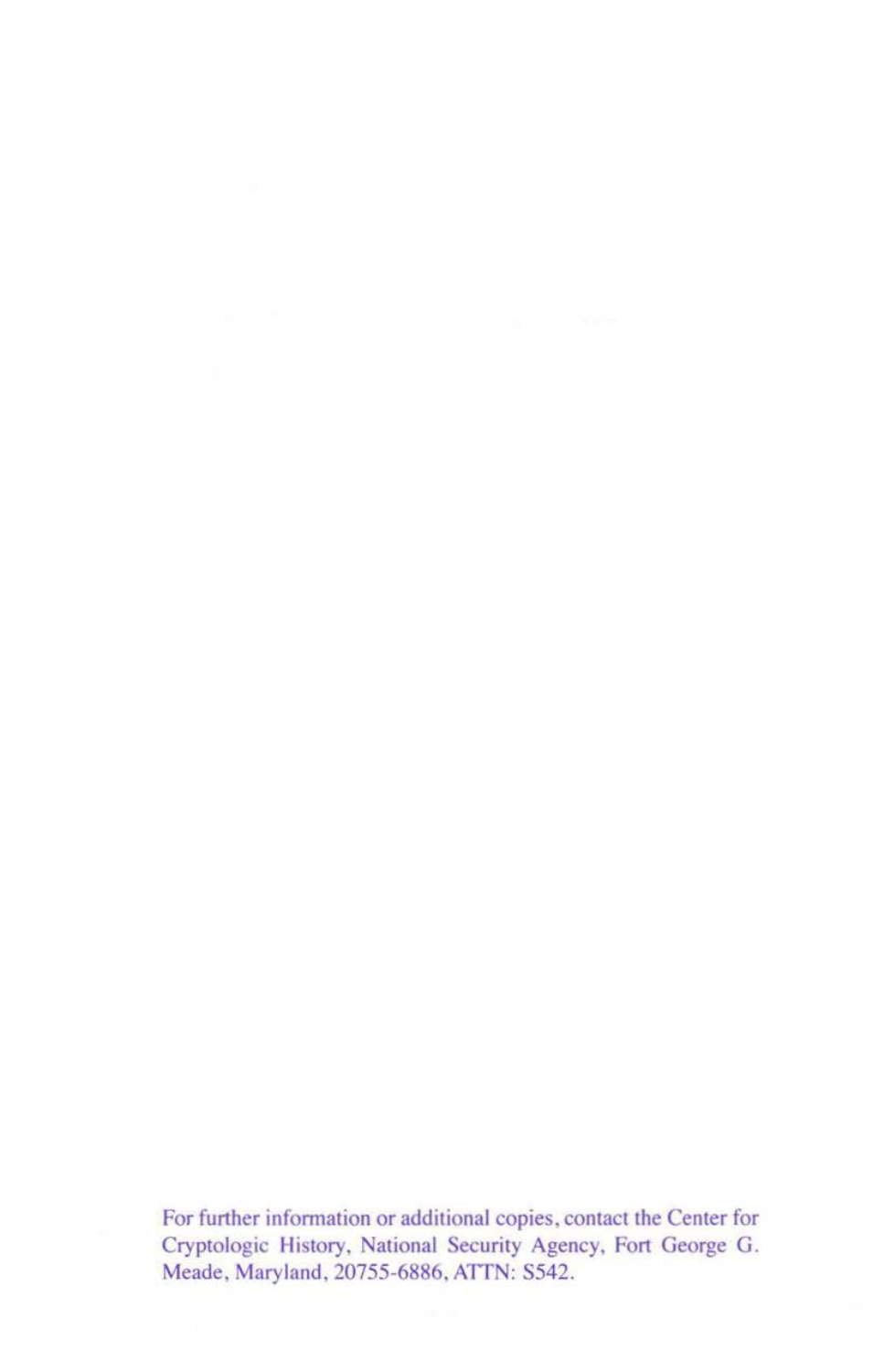For further information or additional copies, contact the Center for Cryptologic History, National Security Agency, Fort George G. Meade, Maryland, 20755-6886, ATTN: S542.